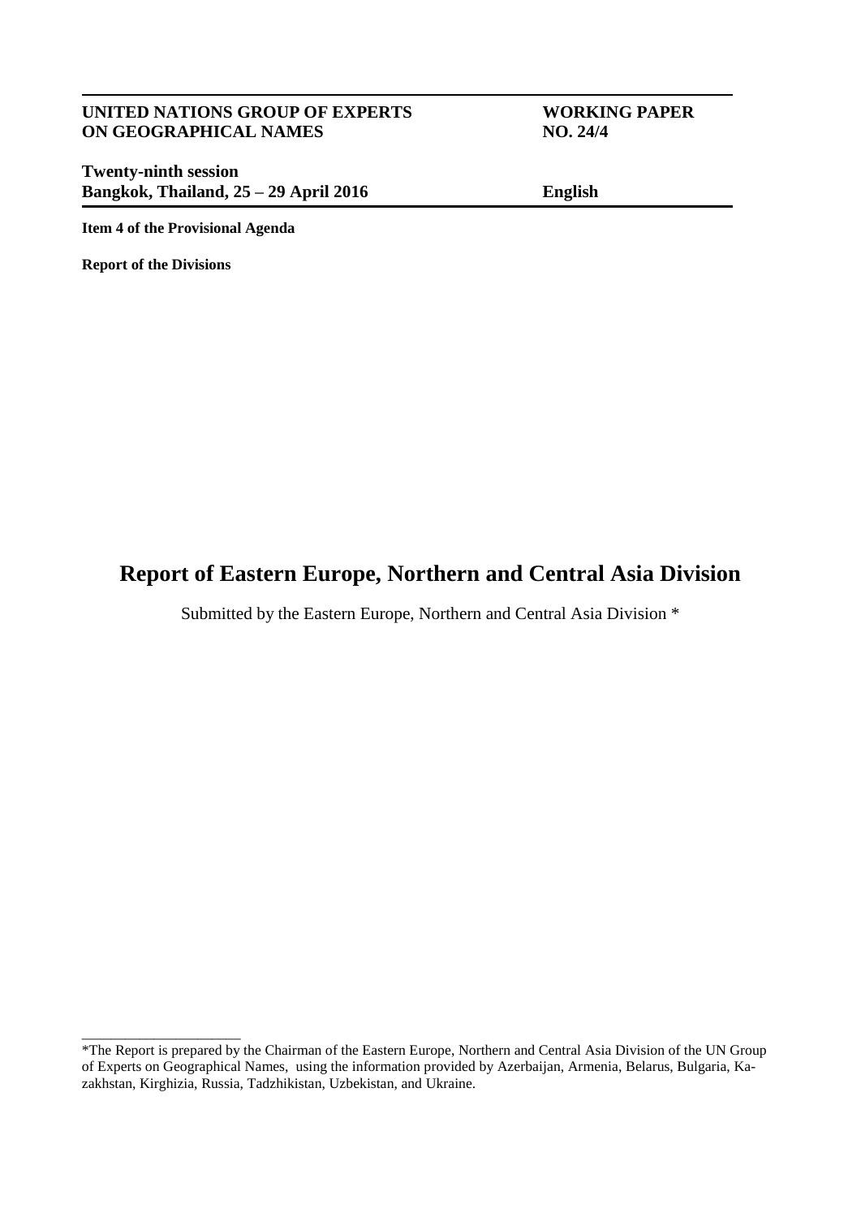**UNITED NATIONS GROUP OF EXPERTS ON GEOGRAPHICAL NAMES**

**WORKING PAPER NO. 24/4**

**Twenty-ninth session**
**Bangkok, Thailand, 25 – 29 April 2016**

**English**

**Item 4 of the Provisional Agenda**

**Report of the Divisions**

# Report of Eastern Europe, Northern and Central Asia Division

Submitted by the Eastern Europe, Northern and Central Asia Division *

---

*The Report is prepared by the Chairman of the Eastern Europe, Northern and Central Asia Division of the UN Group of Experts on Geographical Names, using the information provided by Azerbaijan, Armenia, Belarus, Bulgaria, Kazakhstan, Kirghizia, Russia, Tadzhikistan, Uzbekistan, and Ukraine.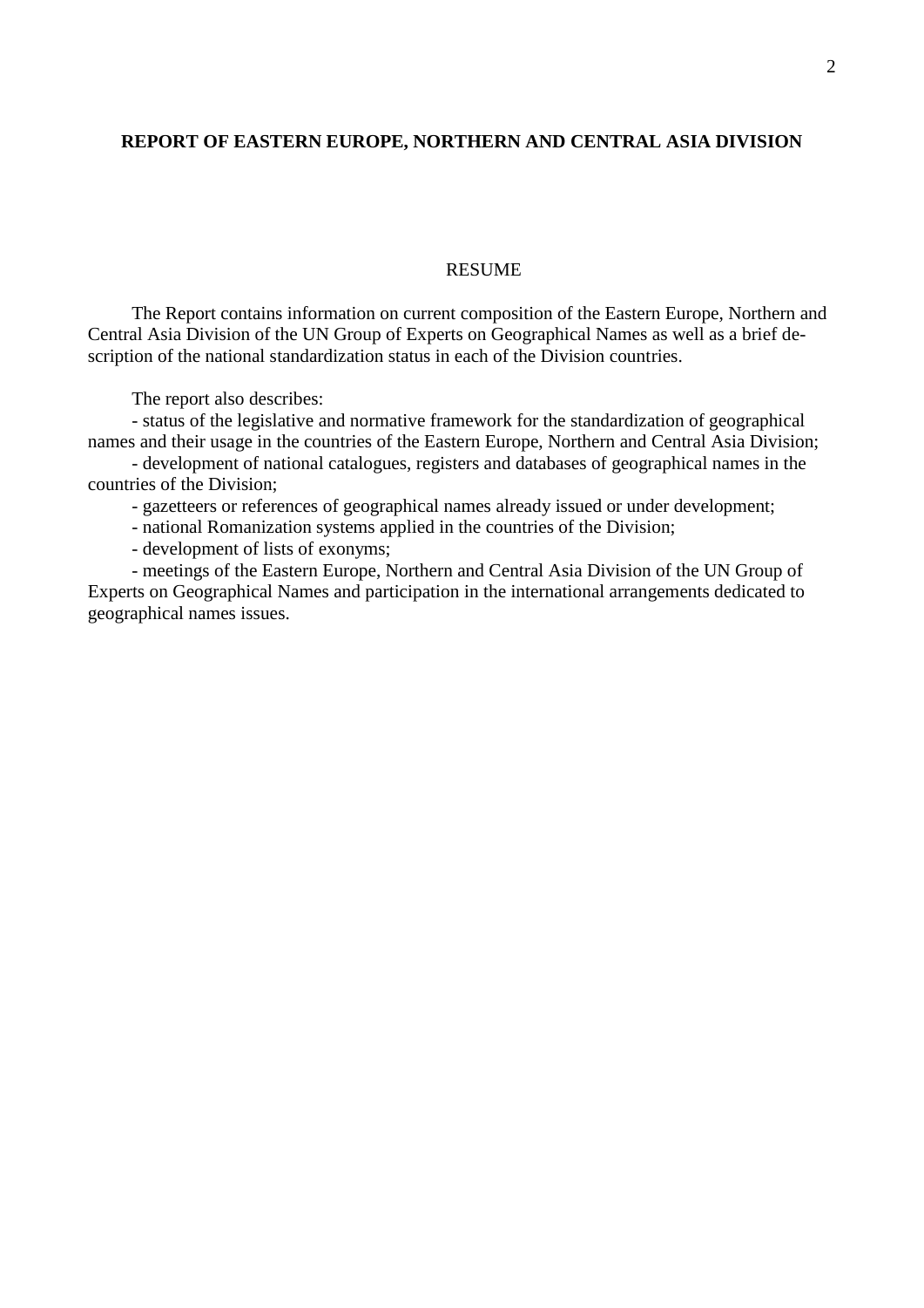**REPORT OF EASTERN EUROPE, NORTHERN AND CENTRAL ASIA DIVISION**

RESUME

The Report contains information on current composition of the Eastern Europe, Northern and Central Asia Division of the UN Group of Experts on Geographical Names as well as a brief description of the national standardization status in each of the Division countries.

The report also describes:

- status of the legislative and normative framework for the standardization of geographical names and their usage in the countries of the Eastern Europe, Northern and Central Asia Division;
- development of national catalogues, registers and databases of geographical names in the countries of the Division;
- gazetteers or references of geographical names already issued or under development;
- national Romanization systems applied in the countries of the Division;
- development of lists of exonyms;
- meetings of the Eastern Europe, Northern and Central Asia Division of the UN Group of Experts on Geographical Names and participation in the international arrangements dedicated to geographical names issues.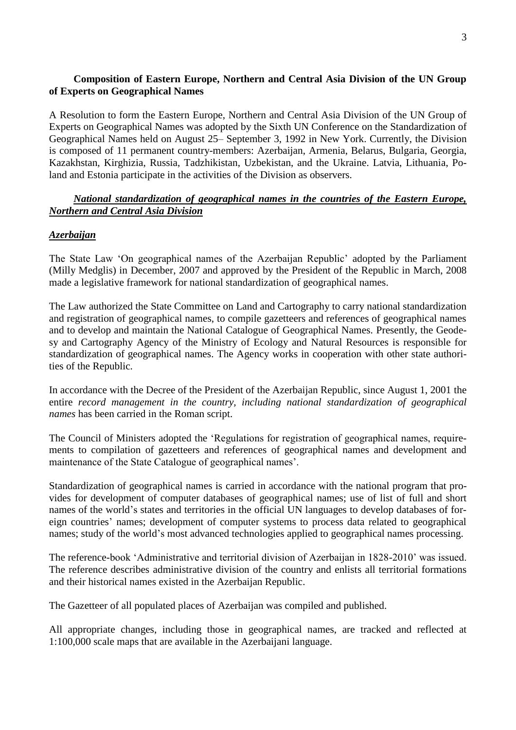**Composition of Eastern Europe, Northern and Central Asia Division of the UN Group of Experts on Geographical Names**

A Resolution to form the Eastern Europe, Northern and Central Asia Division of the UN Group of Experts on Geographical Names was adopted by the Sixth UN Conference on the Standardization of Geographical Names held on August 25– September 3, 1992 in New York. Currently, the Division is composed of 11 permanent country-members: Azerbaijan, Armenia, Belarus, Bulgaria, Georgia, Kazakhstan, Kirghizia, Russia, Tadzhikistan, Uzbekistan, and the Ukraine. Latvia, Lithuania, Poland and Estonia participate in the activities of the Division as observers.

***National standardization of geographical names in the countries of the Eastern Europe, Northern and Central Asia Division***

***Azerbaijan***

The State Law 'On geographical names of the Azerbaijan Republic' adopted by the Parliament (Milly Medglis) in December, 2007 and approved by the President of the Republic in March, 2008 made a legislative framework for national standardization of geographical names.

The Law authorized the State Committee on Land and Cartography to carry national standardization and registration of geographical names, to compile gazetteers and references of geographical names and to develop and maintain the National Catalogue of Geographical Names. Presently, the Geodesy and Cartography Agency of the Ministry of Ecology and Natural Resources is responsible for standardization of geographical names. The Agency works in cooperation with other state authorities of the Republic.

In accordance with the Decree of the President of the Azerbaijan Republic, since August 1, 2001 the entire *record management in the country, including national standardization of geographical names* has been carried in the Roman script.

The Council of Ministers adopted the 'Regulations for registration of geographical names, requirements to compilation of gazetteers and references of geographical names and development and maintenance of the State Catalogue of geographical names'.

Standardization of geographical names is carried in accordance with the national program that provides for development of computer databases of geographical names; use of list of full and short names of the world's states and territories in the official UN languages to develop databases of foreign countries' names; development of computer systems to process data related to geographical names; study of the world's most advanced technologies applied to geographical names processing.

The reference-book 'Administrative and territorial division of Azerbaijan in 1828-2010' was issued. The reference describes administrative division of the country and enlists all territorial formations and their historical names existed in the Azerbaijan Republic.

The Gazetteer of all populated places of Azerbaijan was compiled and published.

All appropriate changes, including those in geographical names, are tracked and reflected at 1:100,000 scale maps that are available in the Azerbaijani language.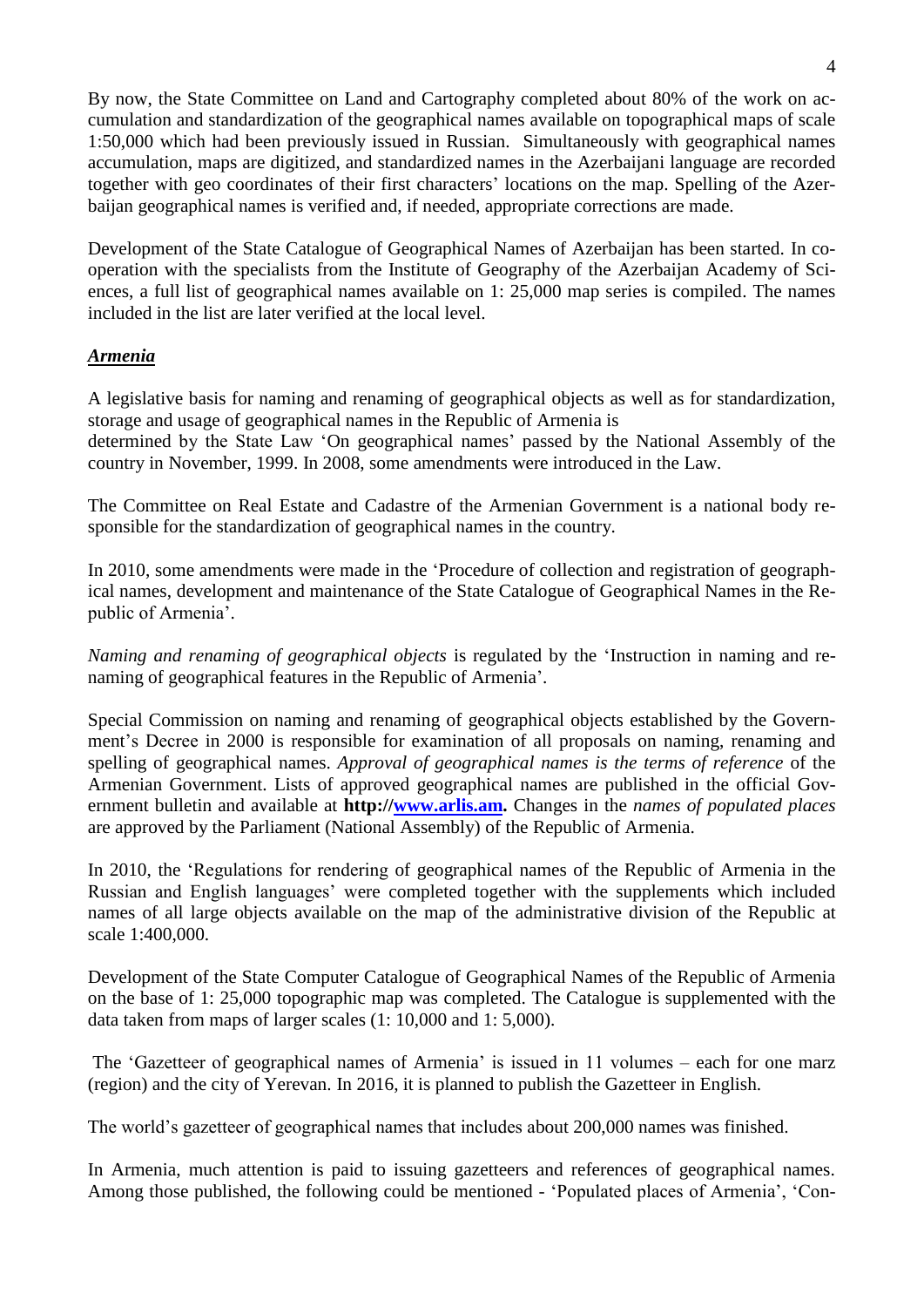By now, the State Committee on Land and Cartography completed about 80% of the work on accumulation and standardization of the geographical names available on topographical maps of scale 1:50,000 which had been previously issued in Russian. Simultaneously with geographical names accumulation, maps are digitized, and standardized names in the Azerbaijani language are recorded together with geo coordinates of their first characters' locations on the map. Spelling of the Azerbaijan geographical names is verified and, if needed, appropriate corrections are made.

Development of the State Catalogue of Geographical Names of Azerbaijan has been started. In cooperation with the specialists from the Institute of Geography of the Azerbaijan Academy of Sciences, a full list of geographical names available on 1: 25,000 map series is compiled. The names included in the list are later verified at the local level.

## ***Armenia***

A legislative basis for naming and renaming of geographical objects as well as for standardization, storage and usage of geographical names in the Republic of Armenia is determined by the State Law 'On geographical names' passed by the National Assembly of the country in November, 1999. In 2008, some amendments were introduced in the Law.

The Committee on Real Estate and Cadastre of the Armenian Government is a national body responsible for the standardization of geographical names in the country.

In 2010, some amendments were made in the 'Procedure of collection and registration of geographical names, development and maintenance of the State Catalogue of Geographical Names in the Republic of Armenia'.

*Naming and renaming of geographical objects* is regulated by the 'Instruction in naming and renaming of geographical features in the Republic of Armenia'.

Special Commission on naming and renaming of geographical objects established by the Government's Decree in 2000 is responsible for examination of all proposals on naming, renaming and spelling of geographical names. *Approval of geographical names is the terms of reference* of the Armenian Government. Lists of approved geographical names are published in the official Government bulletin and available at **http://www.arlis.am.** Changes in the *names of populated places* are approved by the Parliament (National Assembly) of the Republic of Armenia.

In 2010, the 'Regulations for rendering of geographical names of the Republic of Armenia in the Russian and English languages' were completed together with the supplements which included names of all large objects available on the map of the administrative division of the Republic at scale 1:400,000.

Development of the State Computer Catalogue of Geographical Names of the Republic of Armenia on the base of 1: 25,000 topographic map was completed. The Catalogue is supplemented with the data taken from maps of larger scales (1: 10,000 and 1: 5,000).

The 'Gazetteer of geographical names of Armenia' is issued in 11 volumes – each for one marz (region) and the city of Yerevan. In 2016, it is planned to publish the Gazetteer in English.

The world's gazetteer of geographical names that includes about 200,000 names was finished.

In Armenia, much attention is paid to issuing gazetteers and references of geographical names. Among those published, the following could be mentioned - 'Populated places of Armenia', 'Con-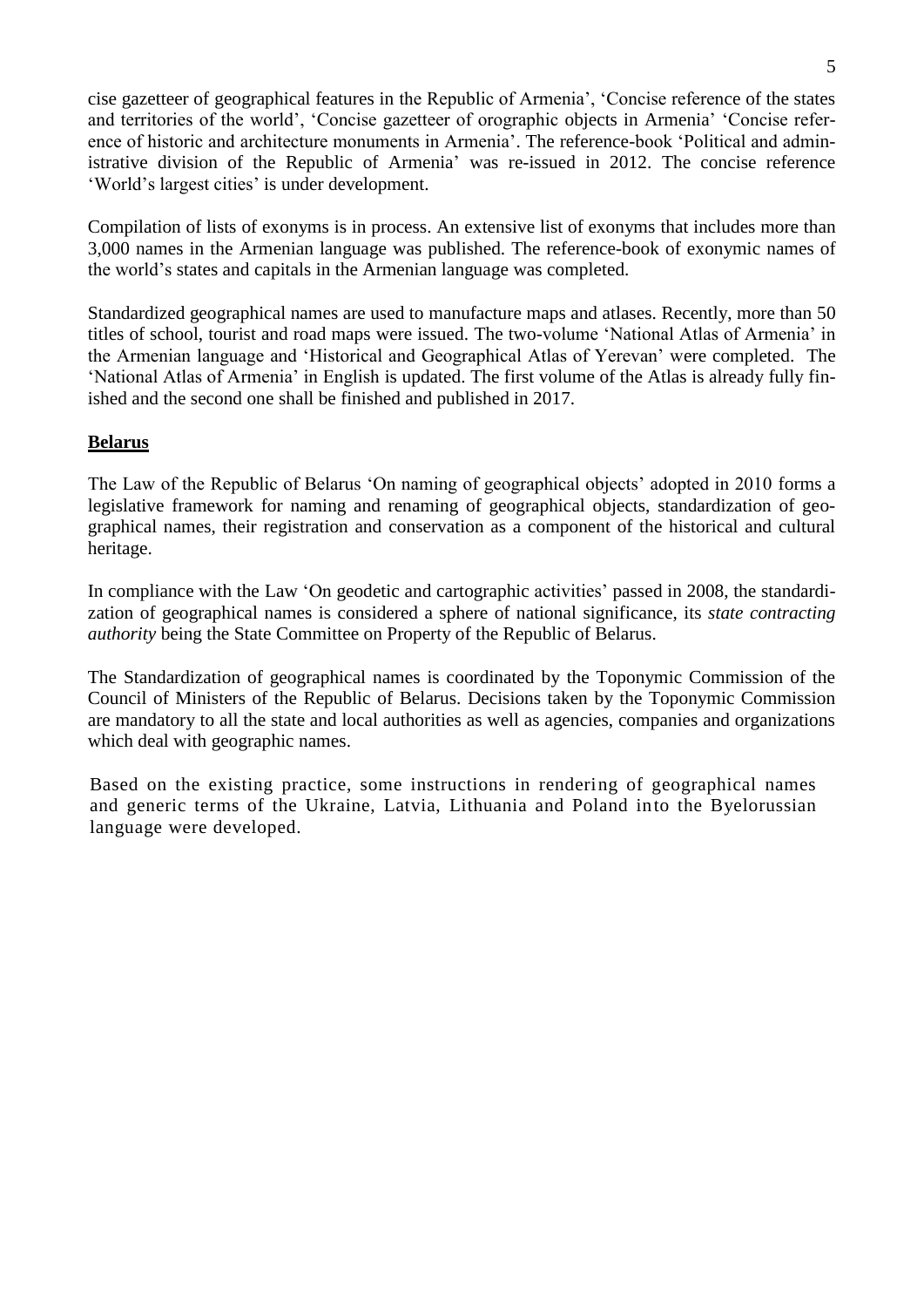cise gazetteer of geographical features in the Republic of Armenia', 'Concise reference of the states and territories of the world', 'Concise gazetteer of orographic objects in Armenia' 'Concise reference of historic and architecture monuments in Armenia'. The reference-book 'Political and administrative division of the Republic of Armenia' was re-issued in 2012. The concise reference 'World's largest cities' is under development.

Compilation of lists of exonyms is in process. An extensive list of exonyms that includes more than 3,000 names in the Armenian language was published. The reference-book of exonymic names of the world's states and capitals in the Armenian language was completed.

Standardized geographical names are used to manufacture maps and atlases. Recently, more than 50 titles of school, tourist and road maps were issued. The two-volume 'National Atlas of Armenia' in the Armenian language and 'Historical and Geographical Atlas of Yerevan' were completed. The 'National Atlas of Armenia' in English is updated. The first volume of the Atlas is already fully finished and the second one shall be finished and published in 2017.

## Belarus

The Law of the Republic of Belarus 'On naming of geographical objects' adopted in 2010 forms a legislative framework for naming and renaming of geographical objects, standardization of geographical names, their registration and conservation as a component of the historical and cultural heritage.

In compliance with the Law 'On geodetic and cartographic activities' passed in 2008, the standardization of geographical names is considered a sphere of national significance, its *state contracting authority* being the State Committee on Property of the Republic of Belarus.

The Standardization of geographical names is coordinated by the Toponymic Commission of the Council of Ministers of the Republic of Belarus. Decisions taken by the Toponymic Commission are mandatory to all the state and local authorities as well as agencies, companies and organizations which deal with geographic names.

Based on the existing practice, some instructions in rendering of geographical names and generic terms of the Ukraine, Latvia, Lithuania and Poland into the Byelorussian language were developed.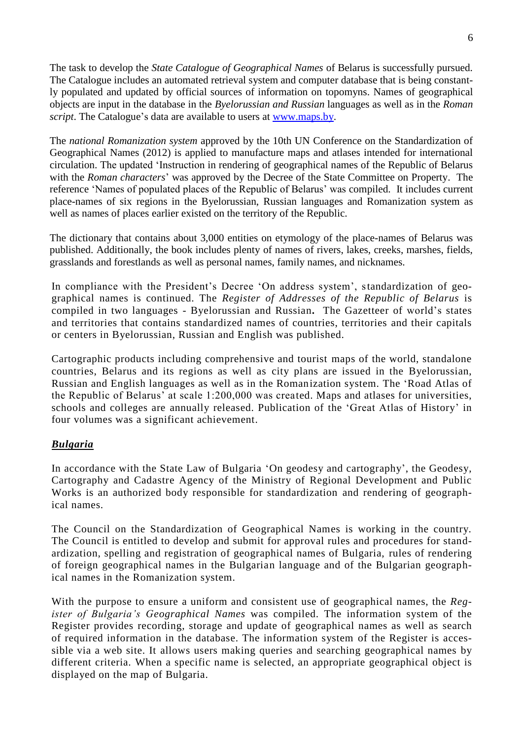The task to develop the *State Catalogue of Geographical Names* of Belarus is successfully pursued. The Catalogue includes an automated retrieval system and computer database that is being constantly populated and updated by official sources of information on topomyns. Names of geographical objects are input in the database in the *Byelorussian and Russian* languages as well as in the *Roman script*. The Catalogue's data are available to users at [www.maps.by](http://www.maps.by).

The *national Romanization system* approved by the 10th UN Conference on the Standardization of Geographical Names (2012) is applied to manufacture maps and atlases intended for international circulation. The updated 'Instruction in rendering of geographical names of the Republic of Belarus with the *Roman characters*' was approved by the Decree of the State Committee on Property. The reference 'Names of populated places of the Republic of Belarus' was compiled. It includes current place-names of six regions in the Byelorussian, Russian languages and Romanization system as well as names of places earlier existed on the territory of the Republic.

The dictionary that contains about 3,000 entities on etymology of the place-names of Belarus was published. Additionally, the book includes plenty of names of rivers, lakes, creeks, marshes, fields, grasslands and forestlands as well as personal names, family names, and nicknames.

In compliance with the President's Decree 'On address system', standardization of geographical names is continued. The *Register of Addresses of the Republic of Belarus* is compiled in two languages - Byelorussian and Russian**.** The Gazetteer of world's states and territories that contains standardized names of countries, territories and their capitals or centers in Byelorussian, Russian and English was published.

Cartographic products including comprehensive and tourist maps of the world, standalone countries, Belarus and its regions as well as city plans are issued in the Byelorussian, Russian and English languages as well as in the Romanization system. The 'Road Atlas of the Republic of Belarus' at scale 1:200,000 was created. Maps and atlases for universities, schools and colleges are annually released. Publication of the 'Great Atlas of History' in four volumes was a significant achievement.

***Bulgaria***

In accordance with the State Law of Bulgaria 'On geodesy and cartography', the Geodesy, Cartography and Cadastre Agency of the Ministry of Regional Development and Public Works is an authorized body responsible for standardization and rendering of geographical names.

The Council on the Standardization of Geographical Names is working in the country. The Council is entitled to develop and submit for approval rules and procedures for standardization, spelling and registration of geographical names of Bulgaria, rules of rendering of foreign geographical names in the Bulgarian language and of the Bulgarian geographical names in the Romanization system.

With the purpose to ensure a uniform and consistent use of geographical names, the *Register of Bulgaria's Geographical Names* was compiled. The information system of the Register provides recording, storage and update of geographical names as well as search of required information in the database. The information system of the Register is accessible via a web site. It allows users making queries and searching geographical names by different criteria. When a specific name is selected, an appropriate geographical object is displayed on the map of Bulgaria.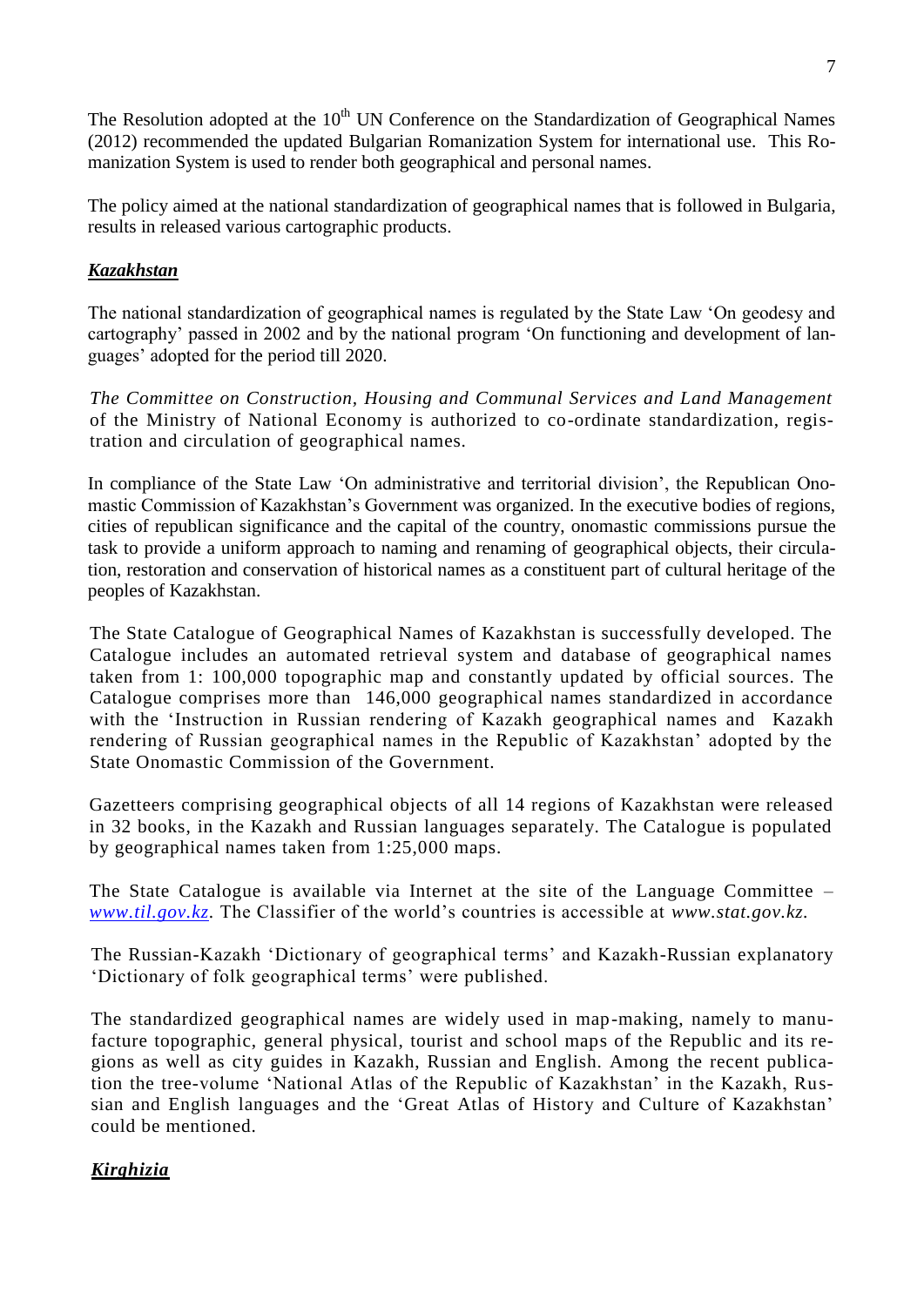The Resolution adopted at the 10th UN Conference on the Standardization of Geographical Names (2012) recommended the updated Bulgarian Romanization System for international use. This Romanization System is used to render both geographical and personal names.

The policy aimed at the national standardization of geographical names that is followed in Bulgaria, results in released various cartographic products.

### ***Kazakhstan***

The national standardization of geographical names is regulated by the State Law 'On geodesy and cartography' passed in 2002 and by the national program 'On functioning and development of languages' adopted for the period till 2020.

*The Committee on Construction, Housing and Communal Services and Land Management* of the Ministry of National Economy is authorized to co-ordinate standardization, registration and circulation of geographical names.

In compliance of the State Law 'On administrative and territorial division', the Republican Onomastic Commission of Kazakhstan's Government was organized. In the executive bodies of regions, cities of republican significance and the capital of the country, onomastic commissions pursue the task to provide a uniform approach to naming and renaming of geographical objects, their circulation, restoration and conservation of historical names as a constituent part of cultural heritage of the peoples of Kazakhstan.

The State Catalogue of Geographical Names of Kazakhstan is successfully developed. The Catalogue includes an automated retrieval system and database of geographical names taken from 1: 100,000 topographic map and constantly updated by official sources. The Catalogue comprises more than 146,000 geographical names standardized in accordance with the 'Instruction in Russian rendering of Kazakh geographical names and Kazakh rendering of Russian geographical names in the Republic of Kazakhstan' adopted by the State Onomastic Commission of the Government.

Gazetteers comprising geographical objects of all 14 regions of Kazakhstan were released in 32 books, in the Kazakh and Russian languages separately. The Catalogue is populated by geographical names taken from 1:25,000 maps.

The State Catalogue is available via Internet at the site of the Language Committee – *www.til.gov.kz*. The Classifier of the world's countries is accessible at *www.stat.gov.kz*.

The Russian-Kazakh 'Dictionary of geographical terms' and Kazakh-Russian explanatory 'Dictionary of folk geographical terms' were published.

The standardized geographical names are widely used in map-making, namely to manufacture topographic, general physical, tourist and school maps of the Republic and its regions as well as city guides in Kazakh, Russian and English. Among the recent publication the tree-volume 'National Atlas of the Republic of Kazakhstan' in the Kazakh, Russian and English languages and the 'Great Atlas of History and Culture of Kazakhstan' could be mentioned.

### ***Kirghizia***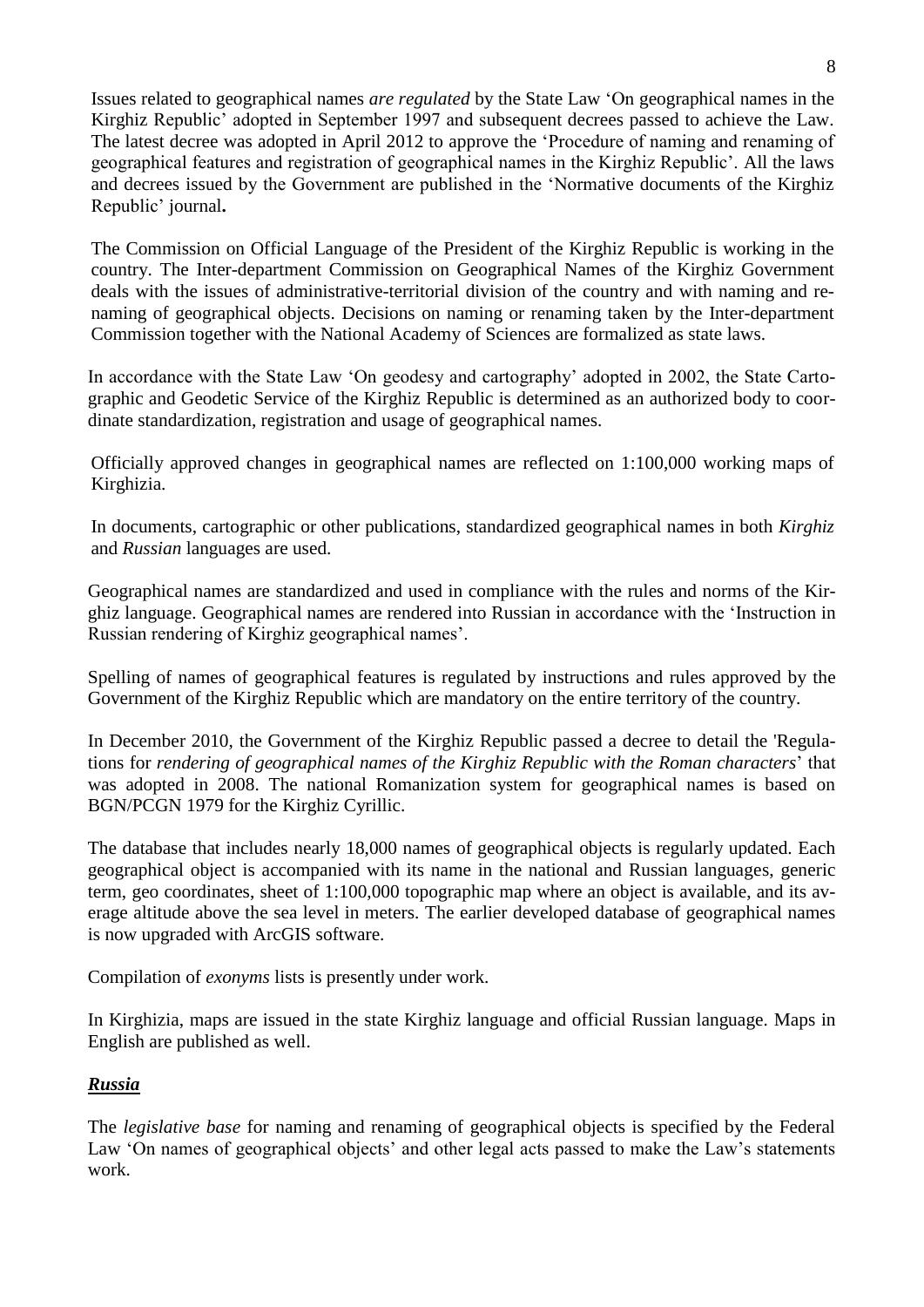Issues related to geographical names *are regulated* by the State Law 'On geographical names in the Kirghiz Republic' adopted in September 1997 and subsequent decrees passed to achieve the Law. The latest decree was adopted in April 2012 to approve the 'Procedure of naming and renaming of geographical features and registration of geographical names in the Kirghiz Republic'. All the laws and decrees issued by the Government are published in the 'Normative documents of the Kirghiz Republic' journal**.**

The Commission on Official Language of the President of the Kirghiz Republic is working in the country. The Inter-department Commission on Geographical Names of the Kirghiz Government deals with the issues of administrative-territorial division of the country and with naming and re-naming of geographical objects. Decisions on naming or renaming taken by the Inter-department Commission together with the National Academy of Sciences are formalized as state laws.

In accordance with the State Law 'On geodesy and cartography' adopted in 2002, the State Cartographic and Geodetic Service of the Kirghiz Republic is determined as an authorized body to coordinate standardization, registration and usage of geographical names.

Officially approved changes in geographical names are reflected on 1:100,000 working maps of Kirghizia.

In documents, cartographic or other publications, standardized geographical names in both *Kirghiz* and *Russian* languages are used.

Geographical names are standardized and used in compliance with the rules and norms of the Kirghiz language. Geographical names are rendered into Russian in accordance with the 'Instruction in Russian rendering of Kirghiz geographical names'.

Spelling of names of geographical features is regulated by instructions and rules approved by the Government of the Kirghiz Republic which are mandatory on the entire territory of the country.

In December 2010, the Government of the Kirghiz Republic passed a decree to detail the 'Regulations for *rendering of geographical names of the Kirghiz Republic with the Roman characters*' that was adopted in 2008. The national Romanization system for geographical names is based on BGN/PCGN 1979 for the Kirghiz Cyrillic.

The database that includes nearly 18,000 names of geographical objects is regularly updated. Each geographical object is accompanied with its name in the national and Russian languages, generic term, geo coordinates, sheet of 1:100,000 topographic map where an object is available, and its average altitude above the sea level in meters. The earlier developed database of geographical names is now upgraded with ArcGIS software.

Compilation of *exonyms* lists is presently under work.

In Kirghizia, maps are issued in the state Kirghiz language and official Russian language. Maps in English are published as well.

## ***Russia***

The *legislative base* for naming and renaming of geographical objects is specified by the Federal Law 'On names of geographical objects' and other legal acts passed to make the Law's statements work.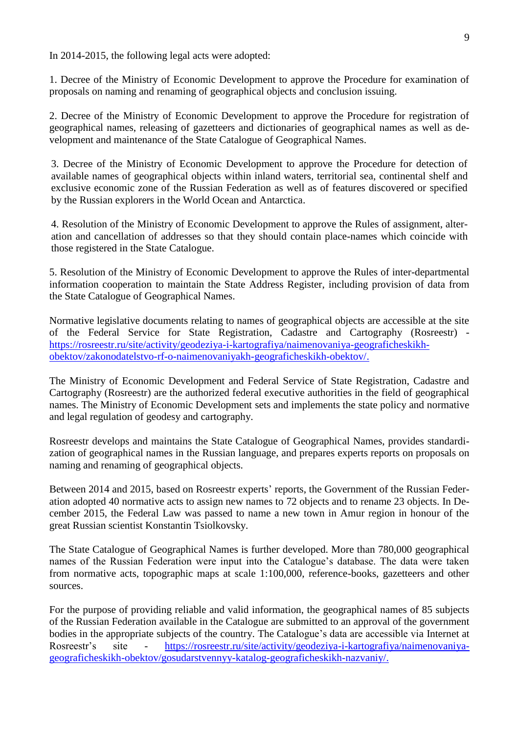In 2014-2015, the following legal acts were adopted:

1. Decree of the Ministry of Economic Development to approve the Procedure for examination of proposals on naming and renaming of geographical objects and conclusion issuing.

2. Decree of the Ministry of Economic Development to approve the Procedure for registration of geographical names, releasing of gazetteers and dictionaries of geographical names as well as development and maintenance of the State Catalogue of Geographical Names.

3. Decree of the Ministry of Economic Development to approve the Procedure for detection of available names of geographical objects within inland waters, territorial sea, continental shelf and exclusive economic zone of the Russian Federation as well as of features discovered or specified by the Russian explorers in the World Ocean and Antarctica.

4. Resolution of the Ministry of Economic Development to approve the Rules of assignment, alteration and cancellation of addresses so that they should contain place-names which coincide with those registered in the State Catalogue.

5. Resolution of the Ministry of Economic Development to approve the Rules of inter-departmental information cooperation to maintain the State Address Register, including provision of data from the State Catalogue of Geographical Names.

Normative legislative documents relating to names of geographical objects are accessible at the site of the Federal Service for State Registration, Cadastre and Cartography (Rosreestr) - https://rosreestr.ru/site/activity/geodeziya-i-kartografiya/naimenovaniya-geograficheskikh-obektov/zakonodatelstvo-rf-o-naimenovaniyakh-geograficheskikh-obektov/.

The Ministry of Economic Development and Federal Service of State Registration, Cadastre and Cartography (Rosreestr) are the authorized federal executive authorities in the field of geographical names. The Ministry of Economic Development sets and implements the state policy and normative and legal regulation of geodesy and cartography.

Rosreestr develops and maintains the State Catalogue of Geographical Names, provides standardization of geographical names in the Russian language, and prepares experts reports on proposals on naming and renaming of geographical objects.

Between 2014 and 2015, based on Rosreestr experts' reports, the Government of the Russian Federation adopted 40 normative acts to assign new names to 72 objects and to rename 23 objects. In December 2015, the Federal Law was passed to name a new town in Amur region in honour of the great Russian scientist Konstantin Tsiolkovsky.

The State Catalogue of Geographical Names is further developed. More than 780,000 geographical names of the Russian Federation were input into the Catalogue's database. The data were taken from normative acts, topographic maps at scale 1:100,000, reference-books, gazetteers and other sources.

For the purpose of providing reliable and valid information, the geographical names of 85 subjects of the Russian Federation available in the Catalogue are submitted to an approval of the government bodies in the appropriate subjects of the country. The Catalogue's data are accessible via Internet at Rosreestr's site - https://rosreestr.ru/site/activity/geodeziya-i-kartografiya/naimenovaniya-geograficheskikh-obektov/gosudarstvennyy-katalog-geograficheskikh-nazvaniy/.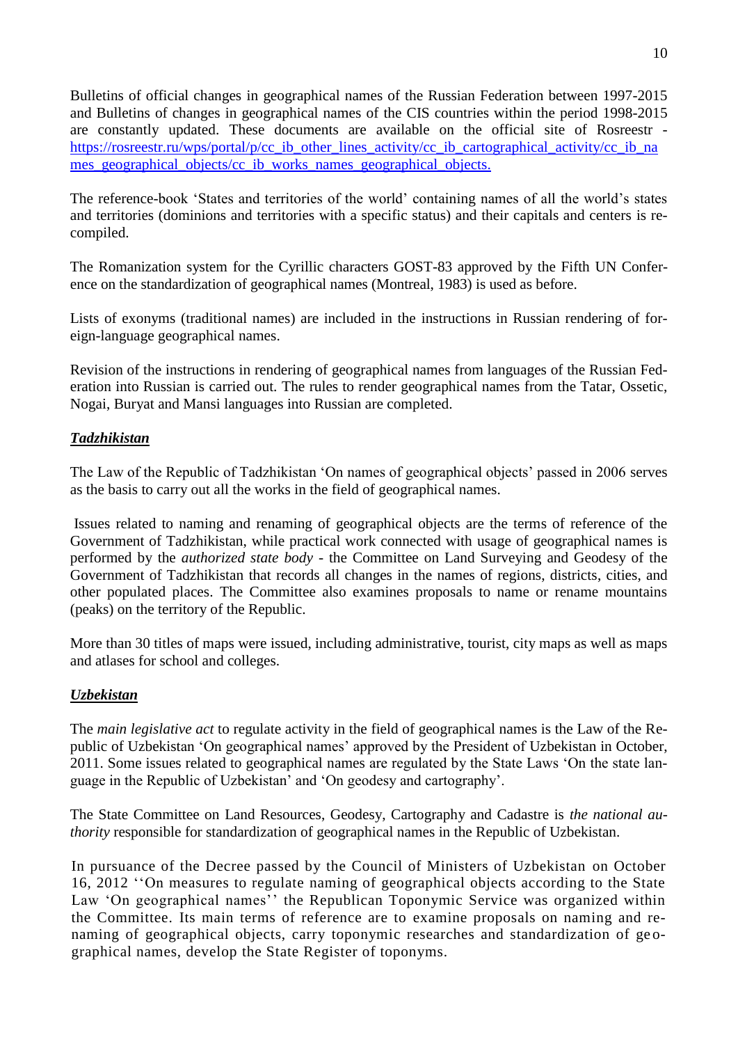Bulletins of official changes in geographical names of the Russian Federation between 1997-2015 and Bulletins of changes in geographical names of the CIS countries within the period 1998-2015 are constantly updated. These documents are available on the official site of Rosreestr - [https://rosreestr.ru/wps/portal/p/cc_ib_other_lines_activity/cc_ib_cartographical_activity/cc_ib_names_geographical_objects/cc_ib_works_names_geographical_objects.](https://rosreestr.ru/wps/portal/p/cc_ib_other_lines_activity/cc_ib_cartographical_activity/cc_ib_names_geographical_objects/cc_ib_works_names_geographical_objects)

The reference-book 'States and territories of the world' containing names of all the world's states and territories (dominions and territories with a specific status) and their capitals and centers is re-compiled.

The Romanization system for the Cyrillic characters GOST-83 approved by the Fifth UN Conference on the standardization of geographical names (Montreal, 1983) is used as before.

Lists of exonyms (traditional names) are included in the instructions in Russian rendering of foreign-language geographical names.

Revision of the instructions in rendering of geographical names from languages of the Russian Federation into Russian is carried out. The rules to render geographical names from the Tatar, Ossetic, Nogai, Buryat and Mansi languages into Russian are completed.

***Tadzhikistan***

The Law of the Republic of Tadzhikistan 'On names of geographical objects' passed in 2006 serves as the basis to carry out all the works in the field of geographical names.

Issues related to naming and renaming of geographical objects are the terms of reference of the Government of Tadzhikistan, while practical work connected with usage of geographical names is performed by the *authorized state body* - the Committee on Land Surveying and Geodesy of the Government of Tadzhikistan that records all changes in the names of regions, districts, cities, and other populated places. The Committee also examines proposals to name or rename mountains (peaks) on the territory of the Republic.

More than 30 titles of maps were issued, including administrative, tourist, city maps as well as maps and atlases for school and colleges.

***Uzbekistan***

The *main legislative act* to regulate activity in the field of geographical names is the Law of the Republic of Uzbekistan 'On geographical names' approved by the President of Uzbekistan in October, 2011. Some issues related to geographical names are regulated by the State Laws 'On the state language in the Republic of Uzbekistan' and 'On geodesy and cartography'.

The State Committee on Land Resources, Geodesy, Cartography and Cadastre is *the national authority* responsible for standardization of geographical names in the Republic of Uzbekistan.

In pursuance of the Decree passed by the Council of Ministers of Uzbekistan on October 16, 2012 ''On measures to regulate naming of geographical objects according to the State Law 'On geographical names'' the Republican Toponymic Service was organized within the Committee. Its main terms of reference are to examine proposals on naming and renaming of geographical objects, carry toponymic researches and standardization of geographical names, develop the State Register of toponyms.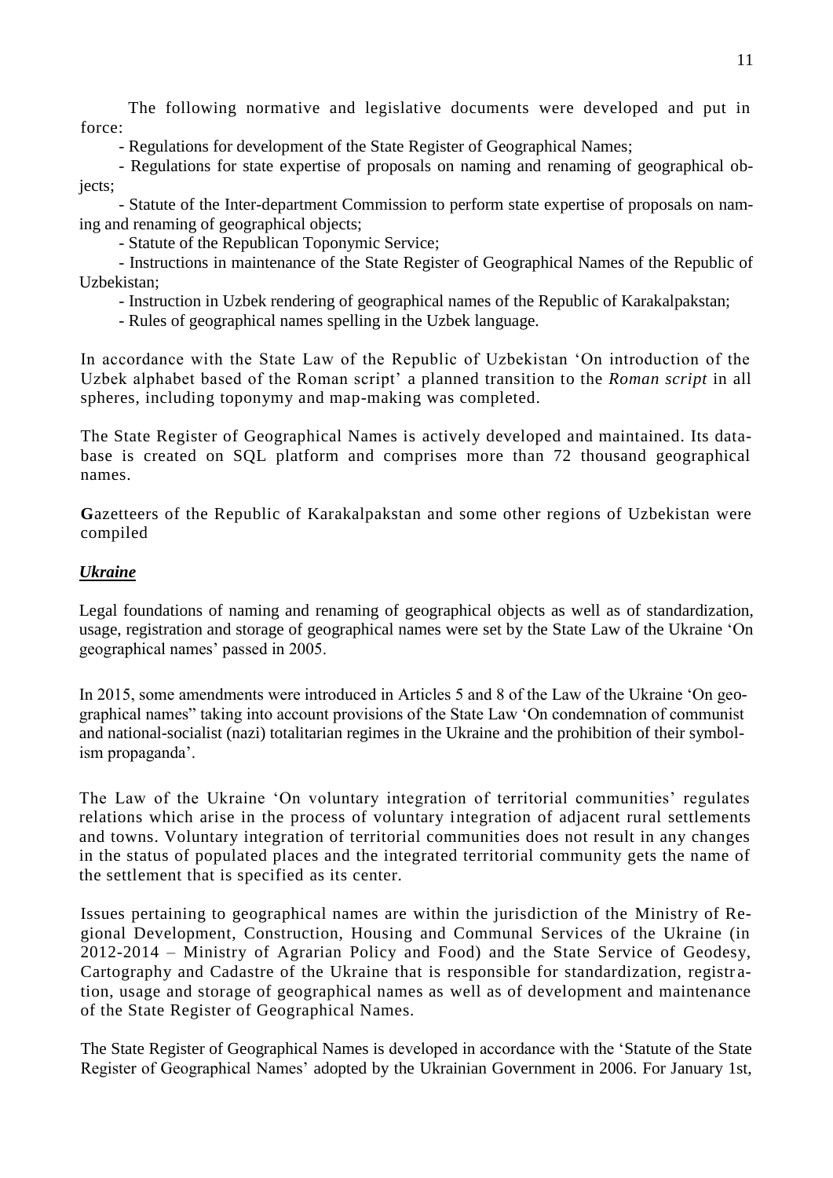The following normative and legislative documents were developed and put in force:

- Regulations for development of the State Register of Geographical Names;
- Regulations for state expertise of proposals on naming and renaming of geographical objects;
- Statute of the Inter-department Commission to perform state expertise of proposals on naming and renaming of geographical objects;
- Statute of the Republican Toponymic Service;
- Instructions in maintenance of the State Register of Geographical Names of the Republic of Uzbekistan;
- Instruction in Uzbek rendering of geographical names of the Republic of Karakalpakstan;
- Rules of geographical names spelling in the Uzbek language.

In accordance with the State Law of the Republic of Uzbekistan 'On introduction of the Uzbek alphabet based of the Roman script' a planned transition to the *Roman script* in all spheres, including toponymy and map-making was completed.

The State Register of Geographical Names is actively developed and maintained. Its database is created on SQL platform and comprises more than 72 thousand geographical names.

**G**azetteers of the Republic of Karakalpakstan and some other regions of Uzbekistan were compiled

***Ukraine***

Legal foundations of naming and renaming of geographical objects as well as of standardization, usage, registration and storage of geographical names were set by the State Law of the Ukraine 'On geographical names' passed in 2005.

In 2015, some amendments were introduced in Articles 5 and 8 of the Law of the Ukraine 'On geographical names" taking into account provisions of the State Law 'On condemnation of communist and national-socialist (nazi) totalitarian regimes in the Ukraine and the prohibition of their symbolism propaganda'.

The Law of the Ukraine 'On voluntary integration of territorial communities' regulates relations which arise in the process of voluntary integration of adjacent rural settlements and towns. Voluntary integration of territorial communities does not result in any changes in the status of populated places and the integrated territorial community gets the name of the settlement that is specified as its center.

Issues pertaining to geographical names are within the jurisdiction of the Ministry of Regional Development, Construction, Housing and Communal Services of the Ukraine (in 2012-2014 – Ministry of Agrarian Policy and Food) and the State Service of Geodesy, Cartography and Cadastre of the Ukraine that is responsible for standardization, registration, usage and storage of geographical names as well as of development and maintenance of the State Register of Geographical Names.

The State Register of Geographical Names is developed in accordance with the 'Statute of the State Register of Geographical Names' adopted by the Ukrainian Government in 2006. For January 1st,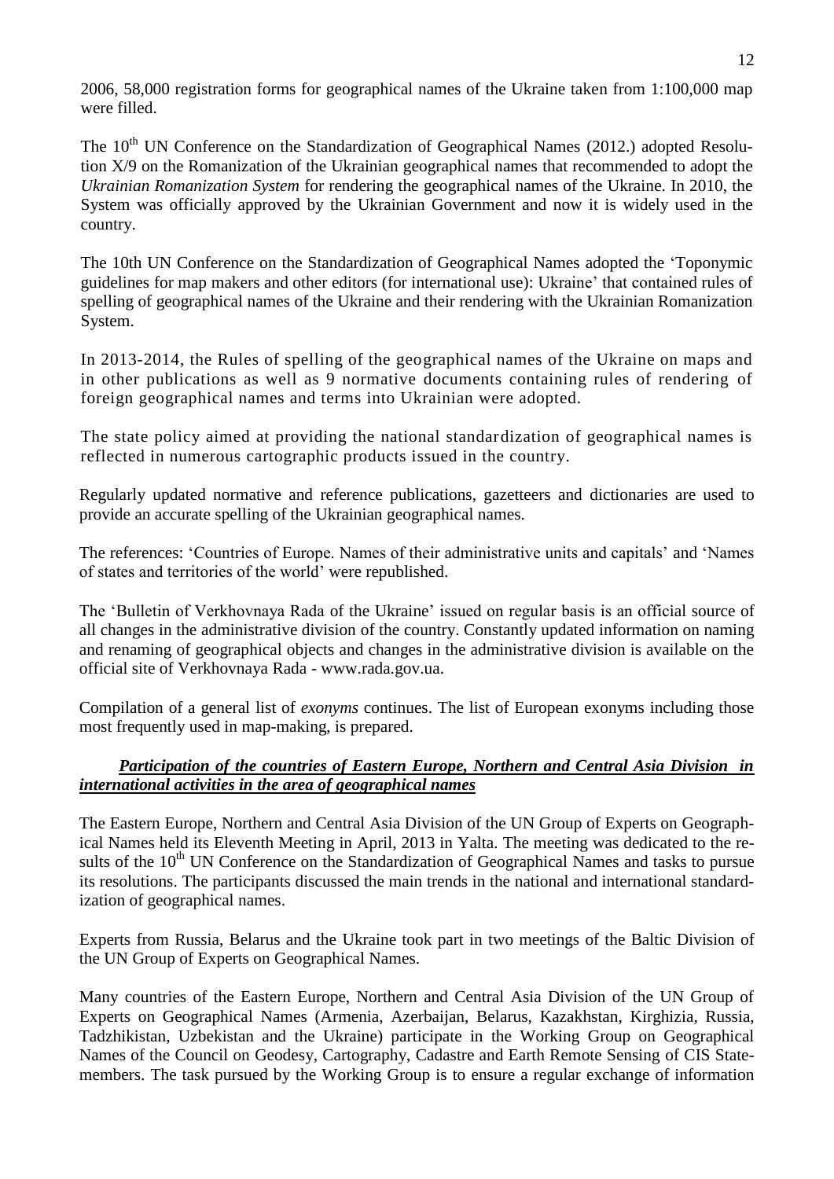2006, 58,000 registration forms for geographical names of the Ukraine taken from 1:100,000 map were filled.

The 10th UN Conference on the Standardization of Geographical Names (2012.) adopted Resolution X/9 on the Romanization of the Ukrainian geographical names that recommended to adopt the *Ukrainian Romanization System* for rendering the geographical names of the Ukraine. In 2010, the System was officially approved by the Ukrainian Government and now it is widely used in the country.

The 10th UN Conference on the Standardization of Geographical Names adopted the 'Toponymic guidelines for map makers and other editors (for international use): Ukraine' that contained rules of spelling of geographical names of the Ukraine and their rendering with the Ukrainian Romanization System.

In 2013-2014, the Rules of spelling of the geographical names of the Ukraine on maps and in other publications as well as 9 normative documents containing rules of rendering of foreign geographical names and terms into Ukrainian were adopted.

The state policy aimed at providing the national standardization of geographical names is reflected in numerous cartographic products issued in the country.

Regularly updated normative and reference publications, gazetteers and dictionaries are used to provide an accurate spelling of the Ukrainian geographical names.

The references: 'Countries of Europe. Names of their administrative units and capitals' and 'Names of states and territories of the world' were republished.

The 'Bulletin of Verkhovnaya Rada of the Ukraine' issued on regular basis is an official source of all changes in the administrative division of the country. Constantly updated information on naming and renaming of geographical objects and changes in the administrative division is available on the official site of Verkhovnaya Rada - www.rada.gov.ua.

Compilation of a general list of *exonyms* continues. The list of European exonyms including those most frequently used in map-making, is prepared.

***Participation of the countries of Eastern Europe, Northern and Central Asia Division in international activities in the area of geographical names***

The Eastern Europe, Northern and Central Asia Division of the UN Group of Experts on Geographical Names held its Eleventh Meeting in April, 2013 in Yalta. The meeting was dedicated to the results of the 10th UN Conference on the Standardization of Geographical Names and tasks to pursue its resolutions. The participants discussed the main trends in the national and international standardization of geographical names.

Experts from Russia, Belarus and the Ukraine took part in two meetings of the Baltic Division of the UN Group of Experts on Geographical Names.

Many countries of the Eastern Europe, Northern and Central Asia Division of the UN Group of Experts on Geographical Names (Armenia, Azerbaijan, Belarus, Kazakhstan, Kirghizia, Russia, Tadzhikistan, Uzbekistan and the Ukraine) participate in the Working Group on Geographical Names of the Council on Geodesy, Cartography, Cadastre and Earth Remote Sensing of CIS State-members. The task pursued by the Working Group is to ensure a regular exchange of information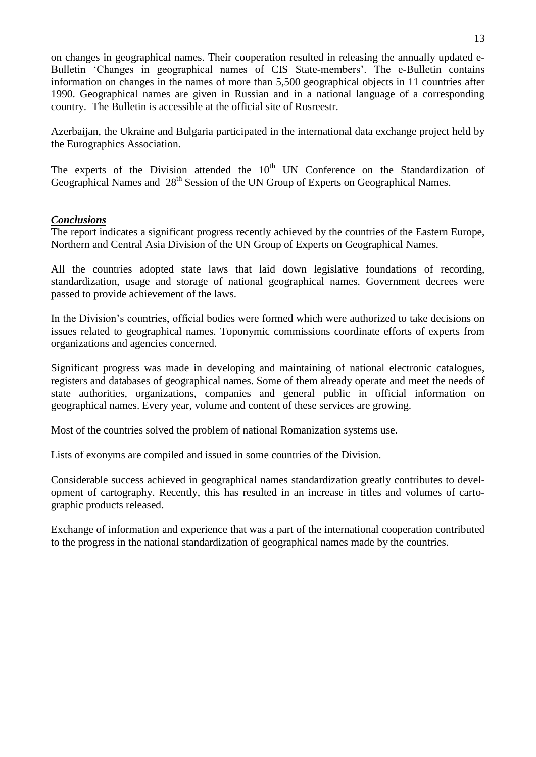on changes in geographical names. Their cooperation resulted in releasing the annually updated e-Bulletin 'Changes in geographical names of CIS State-members'. The e-Bulletin contains information on changes in the names of more than 5,500 geographical objects in 11 countries after 1990. Geographical names are given in Russian and in a national language of a corresponding country. The Bulletin is accessible at the official site of Rosreestr.

Azerbaijan, the Ukraine and Bulgaria participated in the international data exchange project held by the Eurographics Association.

The experts of the Division attended the 10th UN Conference on the Standardization of Geographical Names and 28th Session of the UN Group of Experts on Geographical Names.

***Conclusions***

The report indicates a significant progress recently achieved by the countries of the Eastern Europe, Northern and Central Asia Division of the UN Group of Experts on Geographical Names.

All the countries adopted state laws that laid down legislative foundations of recording, standardization, usage and storage of national geographical names. Government decrees were passed to provide achievement of the laws.

In the Division's countries, official bodies were formed which were authorized to take decisions on issues related to geographical names. Toponymic commissions coordinate efforts of experts from organizations and agencies concerned.

Significant progress was made in developing and maintaining of national electronic catalogues, registers and databases of geographical names. Some of them already operate and meet the needs of state authorities, organizations, companies and general public in official information on geographical names. Every year, volume and content of these services are growing.

Most of the countries solved the problem of national Romanization systems use.

Lists of exonyms are compiled and issued in some countries of the Division.

Considerable success achieved in geographical names standardization greatly contributes to development of cartography. Recently, this has resulted in an increase in titles and volumes of cartographic products released.

Exchange of information and experience that was a part of the international cooperation contributed to the progress in the national standardization of geographical names made by the countries.